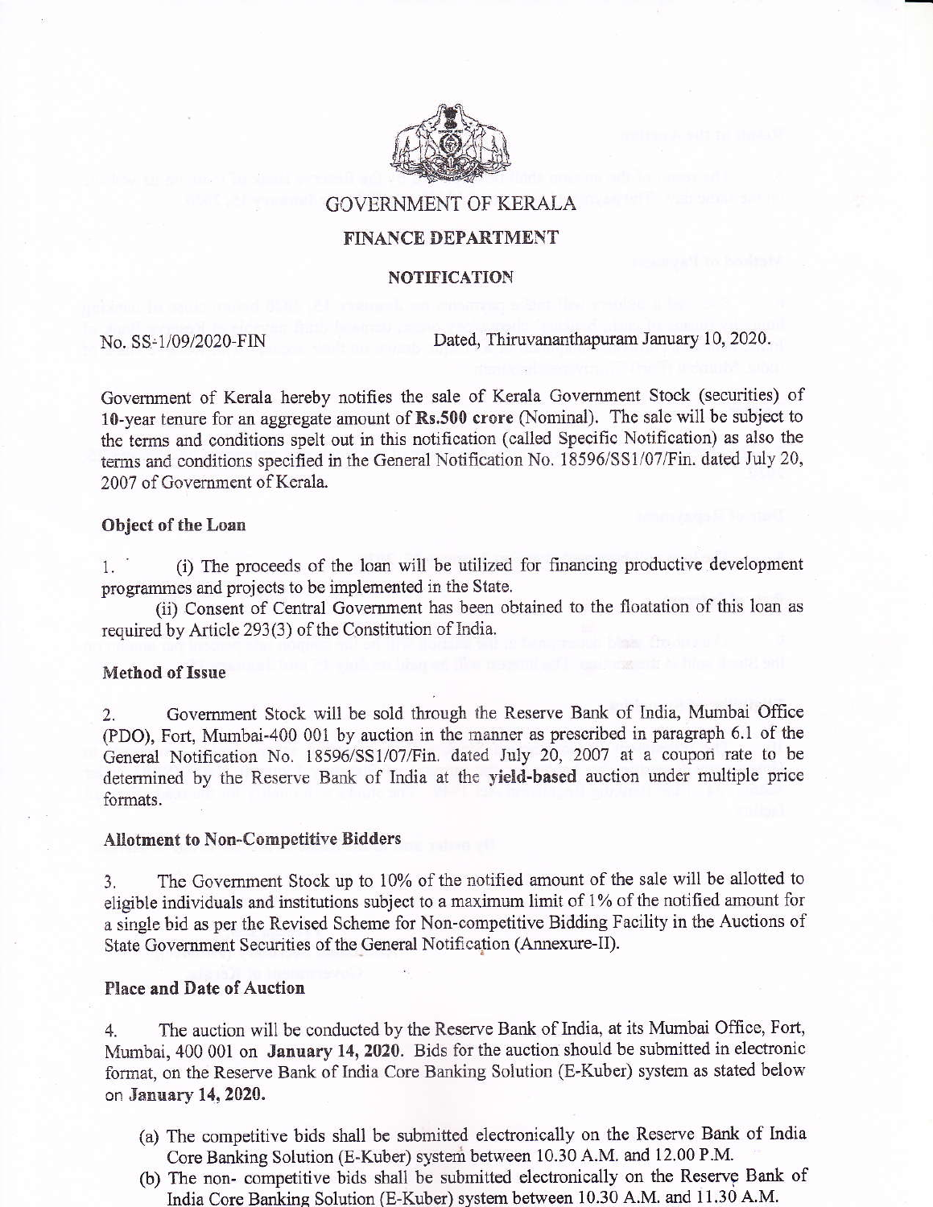# GOVERNMENT OF KERALA

## FINANCE DEPARTMENT

### NOTIFICATION

No. SS-1/09/2020-FIN Dated, Thiruvananthapuram January 10, 2020.

Government of Kerala hereby notifies the sale of Kerala Government Stock (securities) of **10**-year tenure for an aggregate amount of **Rs.500 crore** (Nominal). The sale will be subject to the terms and conditions spelt out in this notification (called Specific Notification) as also the terms and conditions specified in the General Notification No. 18596/SS1/07/Fin. dated July 20, 2007 of Government of Kerala.

**Object of the Loan**

1. (i) The proceeds of the loan will be utilized for financing productive development programmes and projects to be implemented in the State.

(ii) Consent of Central Government has been obtained to the floatation of this loan as required by Article 293(3) of the Constitution of India.

**Method of Issue**

2. Government Stock will be sold through the Reserve Bank of India, Mumbai Office (PDO), Fort, Mumbai-400 001 by auction in the manner as prescribed in paragraph 6.1 of the General Notification No. 18596/SS1/07/Fin. dated July 20, 2007 at a coupon rate to be determined by the Reserve Bank of India at the **yield-based** auction under multiple price formats.

**Allotment to Non-Competitive Bidders**

3. The Government Stock up to 10% of the notified amount of the sale will be allotted to eligible individuals and institutions subject to a maximum limit of 1% of the notified amount for a single bid as per the Revised Scheme for Non-competitive Bidding Facility in the Auctions of State Government Securities of the General Notification (Annexure-II).

**Place and Date of Auction**

4. The auction will be conducted by the Reserve Bank of India, at its Mumbai Office, Fort, Mumbai, 400 001 on **January 14, 2020.** Bids for the auction should be submitted in electronic format, on the Reserve Bank of India Core Banking Solution (E-Kuber) system as stated below on **January 14, 2020.**

(a) The competitive bids shall be submitted electronically on the Reserve Bank of India Core Banking Solution (E-Kuber) system between 10.30 A.M. and 12.00 P.M.

(b) The non- competitive bids shall be submitted electronically on the Reserve Bank of India Core Banking Solution (E-Kuber) system between 10.30 A.M. and 11.30 A.M.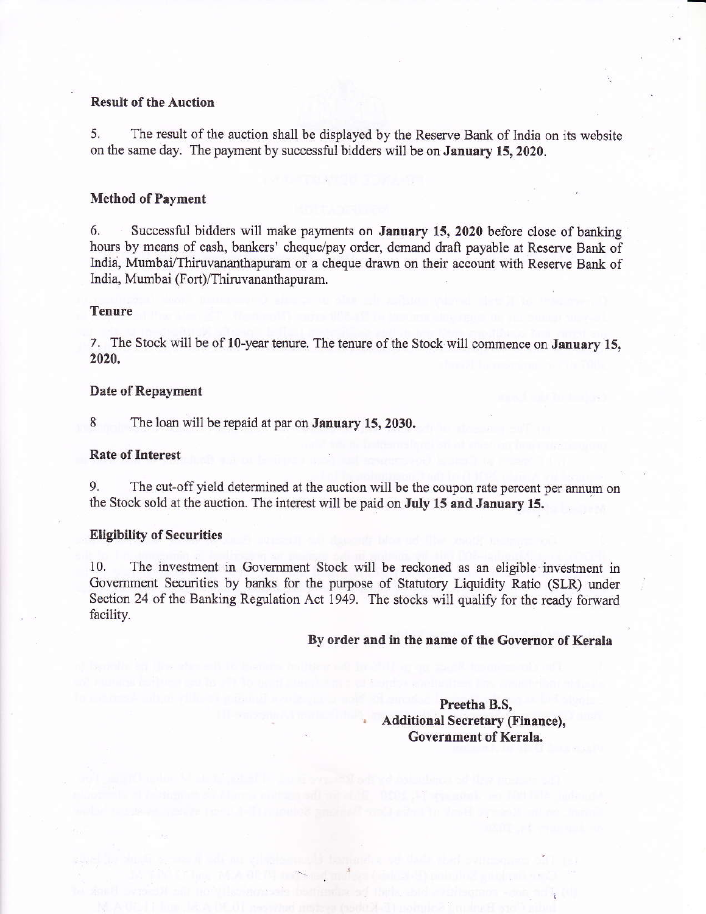### Result of the Auction

5. The result of the auction shall be displayed by the Reserve Bank of India on its website on the same day. The payment by successful bidders will be on **January 15, 2020**.

### Method of Payment

6. Successful bidders will make payments on **January 15, 2020** before close of banking hours by means of cash, bankers' cheque/pay order, demand draft payable at Reserve Bank of India, Mumbai/Thiruvananthapuram or a cheque drawn on their account with Reserve Bank of India, Mumbai (Fort)/Thiruvananthapuram.

### Tenure

7. The Stock will be of **10-year** tenure. The tenure of the Stock will commence on **January 15, 2020.**

### Date of Repayment

8 The loan will be repaid at par on **January 15, 2030.**

### Rate of Interest

9. The cut-off yield determined at the auction will be the coupon rate percent per annum on the Stock sold at the auction. The interest will be paid on **July 15 and January 15.**

### Eligibility of Securities

10. The investment in Government Stock will be reckoned as an eligible investment in Government Securities by banks for the purpose of Statutory Liquidity Ratio (SLR) under Section 24 of the Banking Regulation Act 1949. The stocks will qualify for the ready forward facility.

**By order and in the name of the Governor of Kerala**

**Preetha B.S,**
**Additional Secretary (Finance),**
**Government of Kerala.**